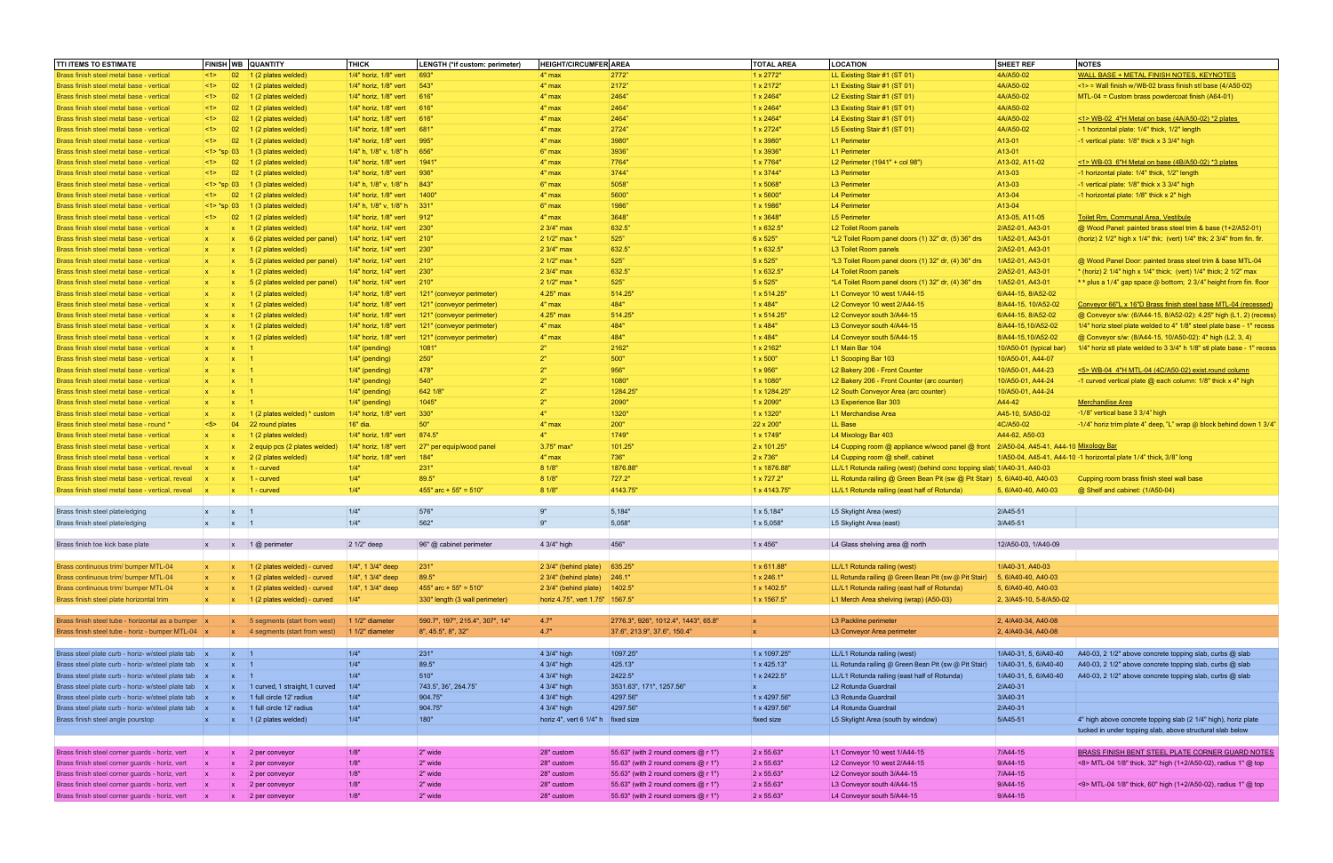| TTI ITEMS TO ESTIMATE | FINISH | WB | QUANTITY | THICK | LENGTH (*if custom: perimeter) | HEIGHT/CIRCUMFER | AREA | TOTAL AREA | LOCATION | SHEET REF | NOTES |
|---|---|---|---|---|---|---|---|---|---|---|---|
| Brass finish steel metal base - vertical | <1> | 02 | 1 (2 plates welded) | 1/4" horiz, 1/8" vert | 693" | 4" max | 2772" | 1 x 2772" | LL Existing Stair #1 (ST 01) | 4A/A50-02 | WALL BASE + METAL FINISH NOTES, KEYNOTES |
| Brass finish steel metal base - vertical | <1> | 02 | 1 (2 plates welded) | 1/4" horiz, 1/8" vert | 543" | 4" max | 2172" | 1 x 2172" | L1 Existing Stair #1 (ST 01) | 4A/A50-02 | <1> = Wall finish w/WB-02 brass finish stl base (4/A50-02) |
| Brass finish steel metal base - vertical | <1> | 02 | 1 (2 plates welded) | 1/4" horiz, 1/8" vert | 616" | 4" max | 2464" | 1 x 2464" | L2 Existing Stair #1 (ST 01) | 4A/A50-02 | MTL-04 = Custom brass powdercoat finish (A64-01) |
| Brass finish steel metal base - vertical | <1> | 02 | 1 (2 plates welded) | 1/4" horiz, 1/8" vert | 616" | 4" max | 2464" | 1 x 2464" | L3 Existing Stair #1 (ST 01) | 4A/A50-02 | |
| Brass finish steel metal base - vertical | <1> | 02 | 1 (2 plates welded) | 1/4" horiz, 1/8" vert | 616" | 4" max | 2464" | 1 x 2464" | L4 Existing Stair #1 (ST 01) | 4A/A50-02 | <1> WB-02 4"H Metal on base (4A/A50-02) *2 plates |
| Brass finish steel metal base - vertical | <1> | 02 | 1 (2 plates welded) | 1/4" horiz, 1/8" vert | 681" | 4" max | 2724" | 1 x 2724" | L5 Existing Stair #1 (ST 01) | 4A/A50-02 | - 1 horizontal plate: 1/4" thick, 1/2" length |
| Brass finish steel metal base - vertical | <1> | 02 | 1 (2 plates welded) | 1/4" horiz, 1/8" vert | 995" | 4" max | 3980" | 1 x 3980" | L1 Perimeter | A13-01 | -1 vertical plate: 1/8" thick x 3 3/4" high |
| Brass finish steel metal base - vertical | <1> *sp | 03 | 1 (3 plates welded) | 1/4" h, 1/8" v, 1/8" h | 656" | 6" max | 3936" | 1 x 3936" | L1 Perimeter | A13-01 | |
| Brass finish steel metal base - vertical | <1> | 02 | 1 (2 plates welded) | 1/4" horiz, 1/8" vert | 1941" | 4" max | 7764" | 1 x 7764" | L2 Perimeter (1941" + col 98") | A13-02, A11-02 | <1> WB-03 6"H Metal on base (4B/A50-02) *3 plates |
| Brass finish steel metal base - vertical | <1> | 02 | 1 (2 plates welded) | 1/4" horiz, 1/8" vert | 936" | 4" max | 3744" | 1 x 3744" | L3 Perimeter | A13-03 | -1 horizontal plate: 1/4" thick, 1/2" length |
| Brass finish steel metal base - vertical | <1> *sp | 03 | 1 (3 plates welded) | 1/4" h, 1/8" v, 1/8" h | 843" | 6" max | 5058" | 1 x 5068" | L3 Perimeter | A13-03 | -1 vertical plate: 1/8" thick x 3 3/4" high |
| Brass finish steel metal base - vertical | <1> | 02 | 1 (2 plates welded) | 1/4" horiz, 1/8" vert | 1400" | 4" max | 5600" | 1 x 5600" | L4 Perimeter | A13-04 | -1 horizontal plate: 1/8" thick x 2" high |
| Brass finish steel metal base - vertical | <1> *sp | 03 | 1 (3 plates welded) | 1/4" h, 1/8" v, 1/8" h | 331" | 6" max | 1986" | 1 x 1986" | L4 Perimeter | A13-04 | |
| Brass finish steel metal base - vertical | <1> | 02 | 1 (2 plates welded) | 1/4" horiz, 1/8" vert | 912" | 4" max | 3648" | 1 x 3648" | L5 Perimeter | A13-05, A11-05 | Toilet Rm, Communal Area, Vestibule |
| Brass finish steel metal base - vertical | x | x | 1 (2 plates welded) | 1/4" horiz, 1/4" vert | 230" | 2 3/4" max | 632.5" | 1 x 632.5" | L2 Toilet Room panels | 2/A52-01, A43-01 | @ Wood Panel: painted brass steel trim & base (1+2/A52-01) |
| Brass finish steel metal base - vertical | x | x | 6 (2 plates welded per panel) | 1/4" horiz, 1/4" vert | 210" | 2 1/2" max * | 525" | 6 x 525" | *L2 Toilet Room panel doors (1) 32" dr, (5) 36" drs | 1/A52-01, A43-01 | (horiz) 2 1/2" high x 1/4" thk; (vert) 1/4" thk; 2 3/4" from fin. flr. |
| Brass finish steel metal base - vertical | x | x | 1 (2 plates welded) | 1/4" horiz, 1/4" vert | 230" | 2 3/4" max | 632.5" | 1 x 632.5" | L3 Toilet Room panels | 2/A52-01, A43-01 | |
| Brass finish steel metal base - vertical | x | x | 5 (2 plates welded per panel) | 1/4" horiz, 1/4" vert | 210" | 2 1/2" max * | 525" | 5 x 525" | *L3 Toilet Room panel doors (1) 32" dr, (4) 36" drs | 1/A52-01, A43-01 | @ Wood Panel Door: painted brass steel trim & base MTL-04 |
| Brass finish steel metal base - vertical | x | x | 1 (2 plates welded) | 1/4" horiz, 1/4" vert | 230" | 2 3/4" max | 632.5" | 1 x 632.5" | L4 Toilet Room panels | 2/A52-01, A43-01 | * (horiz) 2 1/4" high x 1/4" thick; (vert) 1/4" thick; 2 1/2" max |
| Brass finish steel metal base - vertical | x | x | 5 (2 plates welded per panel) | 1/4" horiz, 1/4" vert | 210" | 2 1/2" max * | 525" | 5 x 525" | *L4 Toilet Room panel doors (1) 32" dr, (4) 36" drs | 1/A52-01, A43-01 | * * plus a 1/4" gap space @ bottom; 2 3/4" height from fin. floor |
| Brass finish steel metal base - vertical | x | x | 1 (2 plates welded) | 1/4" horiz, 1/8" vert | 121" (conveyor perimeter) | 4.25" max | 514.25" | 1 x 514.25" | L1 Conveyor 10 west 1/A44-15 | 6/A44-15, 8/A52-02 | |
| Brass finish steel metal base - vertical | x | x | 1 (2 plates welded) | 1/4" horiz, 1/8" vert | 121" (conveyor perimeter) | 4" max | 484" | 1 x 484" | L2 Conveyor 10 west 2/A44-15 | 8/A44-15, 10/A52-02 | Conveyor 66"L x 16"D Brass finish steel base MTL-04 (recessed) |
| Brass finish steel metal base - vertical | x | x | 1 (2 plates welded) | 1/4" horiz, 1/8" vert | 121" (conveyor perimeter) | 4.25" max | 514.25" | 1 x 514.25" | L2 Conveyor south 3/A44-15 | 6/A44-15, 8/A52-02 | @ Conveyor s/w: (6/A44-15, 8/A52-02): 4.25" high (L1, 2) (recess) |
| Brass finish steel metal base - vertical | x | x | 1 (2 plates welded) | 1/4" horiz, 1/8" vert | 121" (conveyor perimeter) | 4" max | 484" | 1 x 484" | L3 Conveyor south 4/A44-15 | 8/A44-15,10/A52-02 | 1/4" horiz steel plate welded to 4" 1/8" steel plate base - 1" recess |
| Brass finish steel metal base - vertical | x | x | 1 (2 plates welded) | 1/4" horiz, 1/8" vert | 121" (conveyor perimeter) | 4" max | 484" | 1 x 484" | L4 Conveyor south 5/A44-15 | 8/A44-15,10/A52-02 | @ Conveyor s/w: (8/A44-15, 10/A50-02): 4" high (L2, 3, 4) |
| Brass finish steel metal base - vertical | x | x | 1 | 1/4" (pending) | 1081" | 2" | 2162" | 1 x 2162" | L1 Main Bar 104 | 10/A50-01 (typical bar) | 1/4" horiz stl plate welded to 3 3/4" h 1/8" stl plate base - 1" recess |
| Brass finish steel metal base - vertical | x | x | 1 | 1/4" (pending) | 250" | 2" | 500" | 1 x 500" | L1 Scooping Bar 103 | 10/A50-01, A44-07 | |
| Brass finish steel metal base - vertical | x | x | 1 | 1/4" (pending) | 478" | 2" | 956" | 1 x 956" | L2 Bakery 206 - Front Counter | 10/A50-01, A44-23 | <5> WB-04 4"H MTL-04 (4C/A50-02) exist.round column |
| Brass finish steel metal base - vertical | x | x | 1 | 1/4" (pending) | 540" | 2" | 1080" | 1 x 1080" | L2 Bakery 206 - Front Counter (arc counter) | 10/A50-01, A44-24 | -1 curved vertical plate @ each column: 1/8" thick x 4" high |
| Brass finish steel metal base - vertical | x | x | 1 | 1/4" (pending) | 642 1/8" | 2" | 1284.25" | 1 x 1284.25" | L2 South Conveyor Area (arc counter) | 10/A50-01, A44-24 | |
| Brass finish steel metal base - vertical | x | x | 1 | 1/4" (pending) | 1045" | 2" | 2090" | 1 x 2090" | L3 Experience Bar 303 | A44-42 | Merchandise Area |
| Brass finish steel metal base - vertical | x | x | 1 (2 plates welded) * custom | 1/4" horiz, 1/8" vert | 330" | 4" | 1320" | 1 x 1320" | L1 Merchandise Area | A45-10, 5/A50-02 | -1/8" vertical base 3 3/4" high |
| Brass finish steel metal base - round * | <5> | 04 | 22 round plates | 16" dia. | 50" | 4" max | 200" | 22 x 200" | LL Base | 4C/A50-02 | -1/4" horiz trim plate 4" deep, "L" wrap @ block behind down 1 3/4" |
| Brass finish steel metal base - vertical | x | x | 1 (2 plates welded) | 1/4" horiz, 1/8" vert | 874.5" | 4" | 1749" | 1 x 1749" | L4 Mixology Bar 403 | A44-62, A50-03 | |
| Brass finish steel metal base - vertical | x | x | 2 equip pcs (2 plates welded) | 1/4" horiz, 1/8" vert | 27" per equip/wood panel | 3.75" max* | 101.25" | 2 x 101.25" | L4 Cupping room @ appliance w/wood panel @ front | 2/A50-04, A45-41, A44-10 | Mixology Bar |
| Brass finish steel metal base - vertical | x | x | 2 (2 plates welded) | 1/4" horiz, 1/8" vert | 184" | 4" max | 736" | 2 x 736" | L4 Cupping room @ shelf, cabinet | 1/A50-04, A45-41, A44-10 | -1 horizontal plate 1/4" thick, 3/8" long |
| Brass finish steel metal base - vertical, reveal | x | x | 1 - curved | 1/4" | 231" | 8 1/8" | 1876.88" | 1 x 1876.88" | LL/L1 Rotunda railing (west) (behind conc topping slab) | 1/A40-31, A40-03 | |
| Brass finish steel metal base - vertical, reveal | x | x | 1 - curved | 1/4" | 89.5" | 8 1/8" | 727.2" | 1 x 727.2" | LL Rotunda railing @ Green Bean Pit (sw @ Pit Stair) | 5, 6/A40-40, A40-03 | Cupping room brass finish steel wall base |
| Brass finish steel metal base - vertical, reveal | x | x | 1 - curved | 1/4" | 455" arc + 55" = 510" | 8 1/8" | 4143.75" | 1 x 4143.75" | LL/L1 Rotunda railing (east half of Rotunda) | 5, 6/A40-40, A40-03 | @ Shelf and cabinet: (1/A50-04) |
| | | | | | | | | | | | |
| Brass finish steel plate/edging | x | x | 1 | 1/4" | 576" | 9" | 5,184" | 1 x 5,184" | L5 Skylight Area (west) | 2/A45-51 | |
| Brass finish steel plate/edging | x | x | 1 | 1/4" | 562" | 9" | 5,058" | 1 x 5,058" | L5 Skylight Area (east) | 3/A45-51 | |
| | | | | | | | | | | | |
| Brass finish toe kick base plate | x | x | 1 @ perimeter | 2 1/2" deep | 96" @ cabinet perimeter | 4 3/4" high | 456" | 1 x 456" | L4 Glass shelving area @ north | 12/A50-03, 1/A40-09 | |
| | | | | | | | | | | | |
| Brass continuous trim/ bumper MTL-04 | x | x | 1 (2 plates welded) - curved | 1/4", 1 3/4" deep | 231" | 2 3/4" (behind plate) | 635.25" | 1 x 611.88" | LL/L1 Rotunda railing (west) | 1/A40-31, A40-03 | |
| Brass continuous trim/ bumper MTL-04 | x | x | 1 (2 plates welded) - curved | 1/4", 1 3/4" deep | 89.5" | 2 3/4" (behind plate) | 246.1" | 1 x 246.1" | LL Rotunda railing @ Green Bean Pit (sw @ Pit Stair) | 5, 6/A40-40, A40-03 | |
| Brass continuous trim/ bumper MTL-04 | x | x | 1 (2 plates welded) - curved | 1/4", 1 3/4" deep | 455" arc + 55" = 510" | 2 3/4" (behind plate) | 1402.5" | 1 x 1402.5" | LL/L1 Rotunda railing (east half of Rotunda) | 5, 6/A40-40, A40-03 | |
| Brass finish steel plate horizontal trim | x | x | 1 (2 plates welded) - curved | 1/4" | 330" length (3 wall perimeter) | horiz 4.75", vert 1.75" | 1567.5" | 1 x 1567.5" | L1 Merch Area shelving (wrap) (A50-03) | 2, 3/A45-10, 5-8/A50-02 | |
| | | | | | | | | | | | |
| Brass finish steel tube - horizontal as a bumper | x | x | 5 segments (start from west) | 1 1/2" diameter | 590.7", 197", 215.4", 307", 14" | 4.7" | 2776.3", 926", 1012.4", 1443", 65.8" | x | L3 Packline perimeter | 2, 4/A40-34, A40-08 | |
| Brass finish steel tube - horiz - bumper MTL-04 | x | x | 4 segments (start from west) | 1 1/2" diameter | 8", 45.5", 8", 32" | 4.7" | 37.6", 213.9", 37.6", 150.4" | x | L3 Conveyor Area perimeter | 2, 4/A40-34, A40-08 | |
| | | | | | | | | | | | |
| Brass steel plate curb - horiz- w/steel plate tab | x | x | 1 | 1/4" | 231" | 4 3/4" high | 1097.25" | 1 x 1097.25" | LL/L1 Rotunda railing (west) | 1/A40-31, 5, 6/A40-40 | A40-03, 2 1/2" above concrete topping slab, curbs @ slab |
| Brass steel plate curb - horiz- w/steel plate tab | x | x | 1 | 1/4" | 89.5" | 4 3/4" high | 425.13" | 1 x 425.13" | LL Rotunda railing @ Green Bean Pit (sw @ Pit Stair) | 1/A40-31, 5, 6/A40-40 | A40-03, 2 1/2" above concrete topping slab, curbs @ slab |
| Brass steel plate curb - horiz- w/steel plate tab | x | x | 1 | 1/4" | 510" | 4 3/4" high | 2422.5" | 1 x 2422.5" | LL/L1 Rotunda railing (east half of Rotunda) | 1/A40-31, 5, 6/A40-40 | A40-03, 2 1/2" above concrete topping slab, curbs @ slab |
| Brass steel plate curb - horiz- w/steel plate tab | x | x | 1 curved, 1 straight, 1 curved | 1/4" | 743.5", 36", 264.75" | 4 3/4" high | 3531.63", 171", 1257.56" | x | L2 Rotunda Guardrail | 2/A40-31 | |
| Brass steel plate curb - horiz- w/steel plate tab | x | x | 1 full circle 12' radius | 1/4" | 904.75" | 4 3/4" high | 4297.56" | 1 x 4297.56" | L3 Rotunda Guardrail | 3/A40-31 | |
| Brass steel plate curb - horiz- w/steel plate tab | x | x | 1 full circle 12' radius | 1/4" | 904.75" | 4 3/4" high | 4297.56" | 1 x 4297.56" | L4 Rotunda Guardrail | 2/A40-31 | |
| Brass finish steel angle pourstop | x | x | 1 (2 plates welded) | 1/4" | 180" | horiz 4", vert 6 1/4" h | fixed size | fixed size | L5 Skylight Area (south by window) | 5/A45-51 | 4" high above concrete topping slab (2 1/4" high), horiz plate |
| | | | | | | | | | | | tucked in under topping slab, above structural slab below |
| | | | | | | | | | | | |
| Brass finish steel corner guards - horiz, vert | x | x | 2 per conveyor | 1/8" | 2" wide | 28" custom | 55.63" (with 2 round corners @ r 1") | 2 x 55.63" | L1 Conveyor 10 west 1/A44-15 | 7/A44-15 | BRASS FINISH BENT STEEL PLATE CORNER GUARD NOTES |
| Brass finish steel corner guards - horiz, vert | x | x | 2 per conveyor | 1/8" | 2" wide | 28" custom | 55.63" (with 2 round corners @ r 1") | 2 x 55.63" | L2 Conveyor 10 west 2/A44-15 | 9/A44-15 | <8> MTL-04 1/8" thick, 32" high (1+2/A50-02), radius 1" @ top |
| Brass finish steel corner guards - horiz, vert | x | x | 2 per conveyor | 1/8" | 2" wide | 28" custom | 55.63" (with 2 round corners @ r 1") | 2 x 55.63" | L2 Conveyor south 3/A44-15 | 7/A44-15 | |
| Brass finish steel corner guards - horiz, vert | x | x | 2 per conveyor | 1/8" | 2" wide | 28" custom | 55.63" (with 2 round corners @ r 1") | 2 x 55.63" | L3 Conveyor south 4/A44-15 | 9/A44-15 | <9> MTL-04 1/8" thick, 60" high (1+2/A50-02), radius 1" @ top |
| Brass finish steel corner guards - horiz, vert | x | x | 2 per conveyor | 1/8" | 2" wide | 28" custom | 55.63" (with 2 round corners @ r 1") | 2 x 55.63" | L4 Conveyor south 5/A44-15 | 9/A44-15 | |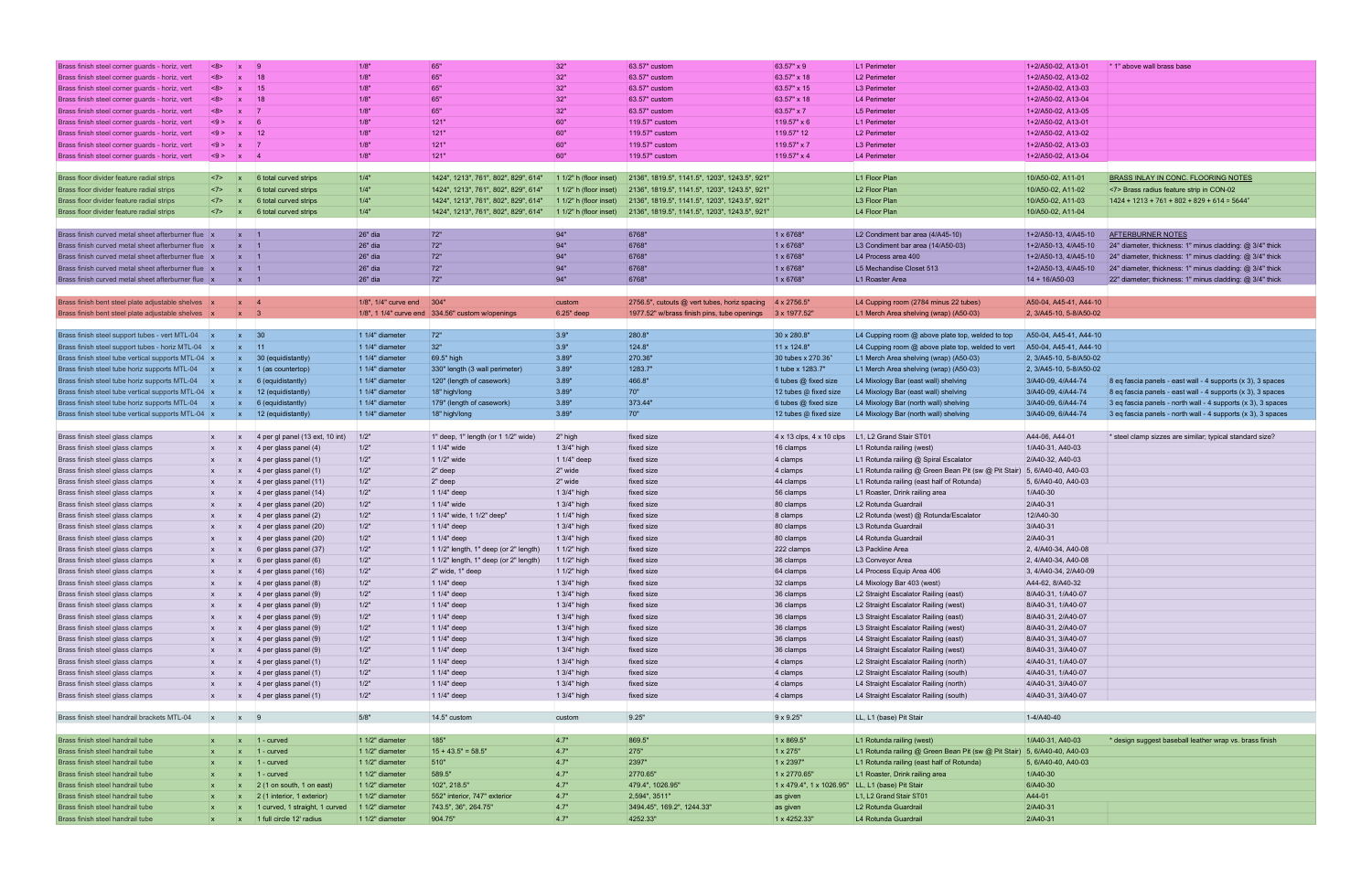| | | | | | | | | | | | |
|---|---|---|---|---|---|---|---|---|---|---|---|
| Brass finish steel corner guards - horiz, vert | <8> | x | 9 | 1/8" | 65" | 32" | 63.57" custom | 63.57" x 9 | L1 Perimeter | 1+2/A50-02, A13-01 | * 1" above wall brass base |
| Brass finish steel corner guards - horiz, vert | <8> | x | 18 | 1/8" | 65" | 32" | 63.57" custom | 63.57" x 18 | L2 Perimeter | 1+2/A50-02, A13-02 | |
| Brass finish steel corner guards - horiz, vert | <8> | x | 15 | 1/8" | 65" | 32" | 63.57" custom | 63.57" x 15 | L3 Perimeter | 1+2/A50-02, A13-03 | |
| Brass finish steel corner guards - horiz, vert | <8> | x | 18 | 1/8" | 65" | 32" | 63.57" custom | 63.57" x 18 | L4 Perimeter | 1+2/A50-02, A13-04 | |
| Brass finish steel corner guards - horiz, vert | <8> | x | 7 | 1/8" | 65" | 32" | 63.57" custom | 63.57" x 7 | L5 Perimeter | 1+2/A50-02, A13-05 | |
| Brass finish steel corner guards - horiz, vert | <9 > | x | 6 | 1/8" | 121" | 60" | 119.57" custom | 119.57" x 6 | L1 Perimeter | 1+2/A50-02, A13-01 | |
| Brass finish steel corner guards - horiz, vert | <9 > | x | 12 | 1/8" | 121" | 60" | 119.57" custom | 119.57" 12 | L2 Perimeter | 1+2/A50-02, A13-02 | |
| Brass finish steel corner guards - horiz, vert | <9 > | x | 7 | 1/8" | 121" | 60" | 119.57" custom | 119.57" x 7 | L3 Perimeter | 1+2/A50-02, A13-03 | |
| Brass finish steel corner guards - horiz, vert | <9 > | x | 4 | 1/8" | 121" | 60" | 119.57" custom | 119.57" x 4 | L4 Perimeter | 1+2/A50-02, A13-04 | |
| | | | | | | | | | | | |
| Brass floor divider feature radial strips | <7> | x | 6 total curved strips | 1/4" | 1424", 1213", 761", 802", 829", 614" | 1 1/2" h (floor inset) | 2136", 1819.5", 1141.5", 1203", 1243.5", 921" | | L1 Floor Plan | 10/A50-02, A11-01 | BRASS INLAY IN CONC. FLOORING NOTES |
| Brass floor divider feature radial strips | <7> | x | 6 total curved strips | 1/4" | 1424", 1213", 761", 802", 829", 614" | 1 1/2" h (floor inset) | 2136", 1819.5", 1141.5", 1203", 1243.5", 921" | | L2 Floor Plan | 10/A50-02, A11-02 | <7> Brass radius feature strip in CON-02 |
| Brass floor divider feature radial strips | <7> | x | 6 total curved strips | 1/4" | 1424", 1213", 761", 802", 829", 614" | 1 1/2" h (floor inset) | 2136", 1819.5", 1141.5", 1203", 1243.5", 921" | | L3 Floor Plan | 10/A50-02, A11-03 | 1424 + 1213 + 761 + 802 + 829 + 614 = 5644" |
| Brass floor divider feature radial strips | <7> | x | 6 total curved strips | 1/4" | 1424", 1213", 761", 802", 829", 614" | 1 1/2" h (floor inset) | 2136", 1819.5", 1141.5", 1203", 1243.5", 921" | | L4 Floor Plan | 10/A50-02, A11-04 | |
| | | | | | | | | | | | |
| Brass finish curved metal sheet afterburner flue | x | x | 1 | 26" dia | 72" | 94" | 6768" | 1 x 6768" | L2 Condiment bar area (4/A45-10) | 1+2/A50-13, 4/A45-10 | AFTERBURNER NOTES |
| Brass finish curved metal sheet afterburner flue | x | x | 1 | 26" dia | 72" | 94" | 6768" | 1 x 6768" | L3 Condiment bar area (14/A50-03) | 1+2/A50-13, 4/A45-10 | 24" diameter, thickness: 1" minus cladding: @ 3/4" thick |
| Brass finish curved metal sheet afterburner flue | x | x | 1 | 26" dia | 72" | 94" | 6768" | 1 x 6768" | L4 Process area 400 | 1+2/A50-13, 4/A45-10 | 24" diameter, thickness: 1" minus cladding: @ 3/4" thick |
| Brass finish curved metal sheet afterburner flue | x | x | 1 | 26" dia | 72" | 94" | 6768" | 1 x 6768" | L5 Merchandise Closet 513 | 1+2/A50-13, 4/A45-10 | 24" diameter, thickness: 1" minus cladding: @ 3/4" thick |
| Brass finish curved metal sheet afterburner flue | x | x | 1 | 26" dia | 72" | 94" | 6768" | 1 x 6768" | L1 Roaster Area | 14 + 16/A50-03 | 22" diameter; thickness: 1" minus cladding: @ 3/4" thick |
| | | | | | | | | | | | |
| Brass finish bent steel plate adjustable shelves | x | x | 4 | 1/8", 1/4" curve end | 304" | custom | 2756.5", cutouts @ vert tubes, horiz spacing | 4 x 2756.5" | L4 Cupping room (2784 minus 22 tubes) | A50-04, A45-41, A44-10 | |
| Brass finish bent steel plate adjustable shelves | x | x | 3 | 1/8", 1 1/4" curve end | 334.56" custom w/openings | 6.25" deep | 1977.52" w/brass finish pins, tube openings | 3 x 1977.52" | L1 Merch Area shelving (wrap) (A50-03) | 2, 3/A45-10, 5-8/A50-02 | |
| | | | | | | | | | | | |
| Brass finish steel support tubes - vert MTL-04 | x | x | 30 | 1 1/4" diameter | 72" | 3.9" | 280.8" | 30 x 280.8" | L4 Cupping room @ above plate top, welded to top | A50-04, A45-41, A44-10 | |
| Brass finish steel support tubes - horiz MTL-04 | x | x | 11 | 1 1/4" diameter | 32" | 3.9" | 124.8" | 11 x 124.8" | L4 Cupping room @ above plate top, welded to vert | A50-04, A45-41, A44-10 | |
| Brass finish steel tube vertical supports MTL-04 | x | x | 30 (equidistantly) | 1 1/4" diameter | 69.5" high | 3.89" | 270.36" | 30 tubes x 270.36" | L1 Merch Area shelving (wrap) (A50-03) | 2, 3/A45-10, 5-8/A50-02 | |
| Brass finish steel tube horiz supports MTL-04 | x | x | 1 (as countertop) | 1 1/4" diameter | 330" length (3 wall perimeter) | 3.89" | 1283.7" | 1 tube x 1283.7" | L1 Merch Area shelving (wrap) (A50-03) | 2, 3/A45-10, 5-8/A50-02 | |
| Brass finish steel tube horiz supports MTL-04 | x | x | 6 (equidistantly) | 1 1/4" diameter | 120" (length of casework) | 3.89" | 466.8" | 6 tubes @ fixed size | L4 Mixology Bar (east wall) shelving | 3/A40-09, 4/A44-74 | 8 eq fascia panels - east wall - 4 supports (x 3), 3 spaces |
| Brass finish steel tube vertical supports MTL-04 | x | x | 12 (equidistantly) | 1 1/4" diameter | 18" high/long | 3.89" | 70" | 12 tubes @ fixed size | L4 Mixology Bar (east wall) shelving | 3/A40-09, 4/A44-74 | 8 eq fascia panels - east wall - 4 supports (x 3), 3 spaces |
| Brass finish steel tube horiz supports MTL-04 | x | x | 6 (equidistantly) | 1 1/4" diameter | 179" (length of casework) | 3.89" | 373.44" | 6 tubes @ fixed size | L4 Mixology Bar (north wall) shelving | 3/A40-09, 6/A44-74 | 3 eq fascia panels - north wall - 4 supports (x 3), 3 spaces |
| Brass finish steel tube vertical supports MTL-04 | x | x | 12 (equidistantly) | 1 1/4" diameter | 18" high/long | 3.89" | 70" | 12 tubes @ fixed size | L4 Mixology Bar (north wall) shelving | 3/A40-09, 6/A44-74 | 3 eq fascia panels - north wall - 4 supports (x 3), 3 spaces |
| | | | | | | | | | | | |
| Brass finish steel glass clamps | x | x | 4 per gl panel (13 ext, 10 int) | 1/2" | 1" deep, 1" length (or 1 1/2" wide) | 2" high | fixed size | 4 x 13 clps, 4 x 10 clps | L1, L2 Grand Stair ST01 | A44-06, A44-01 | * steel clamp sizzes are similar; typical standard size? |
| Brass finish steel glass clamps | x | x | 4 per glass panel (4) | 1/2" | 1 1/4" wide | 1 3/4" high | fixed size | 16 clamps | L1 Rotunda railing (west) | 1/A40-31, A40-03 | |
| Brass finish steel glass clamps | x | x | 4 per glass panel (1) | 1/2" | 1 1/2" wide | 1 1/4" deep | fixed size | 4 clamps | L1 Rotunda railing @ Spiral Escalator | 2/A40-32, A40-03 | |
| Brass finish steel glass clamps | x | x | 4 per glass panel (1) | 1/2" | 2" deep | 2" wide | fixed size | 4 clamps | L1 Rotunda railing @ Green Bean Pit (sw @ Pit Stair) | 5, 6/A40-40, A40-03 | |
| Brass finish steel glass clamps | x | x | 4 per glass panel (11) | 1/2" | 2" deep | 2" wide | fixed size | 44 clamps | L1 Rotunda railing (east half of Rotunda) | 5, 6/A40-40, A40-03 | |
| Brass finish steel glass clamps | x | x | 4 per glass panel (14) | 1/2" | 1 1/4" deep | 1 3/4" high | fixed size | 56 clamps | L1 Roaster, Drink railing area | 1/A40-30 | |
| Brass finish steel glass clamps | x | x | 4 per glass panel (20) | 1/2" | 1 1/4" wide | 1 3/4" high | fixed size | 80 clamps | L2 Rotunda Guardrail | 2/A40-31 | |
| Brass finish steel glass clamps | x | x | 4 per glass panel (2) | 1/2" | 1 1/4" wide, 1 1/2" deep" | 1 1/4" high | fixed size | 8 clamps | L2 Rotunda (west) @ Rotunda/Escalator | 12/A40-30 | |
| Brass finish steel glass clamps | x | x | 4 per glass panel (20) | 1/2" | 1 1/4" deep | 1 3/4" high | fixed size | 80 clamps | L3 Rotunda Guardrail | 3/A40-31 | |
| Brass finish steel glass clamps | x | x | 4 per glass panel (20) | 1/2" | 1 1/4" deep | 1 3/4" high | fixed size | 80 clamps | L4 Rotunda Guardrail | 2/A40-31 | |
| Brass finish steel glass clamps | x | x | 6 per glass panel (37) | 1/2" | 1 1/2" length, 1" deep (or 2" length) | 1 1/2" high | fixed size | 222 clamps | L3 Packline Area | 2, 4/A40-34, A40-08 | |
| Brass finish steel glass clamps | x | x | 6 per glass panel (6) | 1/2" | 1 1/2" length, 1" deep (or 2" length) | 1 1/2" high | fixed size | 36 clamps | L3 Conveyor Area | 2, 4/A40-34, A40-08 | |
| Brass finish steel glass clamps | x | x | 4 per glass panel (16) | 1/2" | 2" wide, 1" deep | 1 1/2" high | fixed size | 64 clamps | L4 Process Equip Area 406 | 3, 4/A40-34, 2/A40-09 | |
| Brass finish steel glass clamps | x | x | 4 per glass panel (8) | 1/2" | 1 1/4" deep | 1 3/4" high | fixed size | 32 clamps | L4 Mixology Bar 403 (west) | A44-62, 8/A40-32 | |
| Brass finish steel glass clamps | x | x | 4 per glass panel (9) | 1/2" | 1 1/4" deep | 1 3/4" high | fixed size | 36 clamps | L2 Straight Escalator Railing (east) | 8/A40-31, 1/A40-07 | |
| Brass finish steel glass clamps | x | x | 4 per glass panel (9) | 1/2" | 1 1/4" deep | 1 3/4" high | fixed size | 36 clamps | L2 Straight Escalator Railing (west) | 8/A40-31, 1/A40-07 | |
| Brass finish steel glass clamps | x | x | 4 per glass panel (9) | 1/2" | 1 1/4" deep | 1 3/4" high | fixed size | 36 clamps | L3 Straight Escalator Railing (east) | 8/A40-31, 2/A40-07 | |
| Brass finish steel glass clamps | x | x | 4 per glass panel (9) | 1/2" | 1 1/4" deep | 1 3/4" high | fixed size | 36 clamps | L3 Straight Escalator Railing (west) | 8/A40-31, 2/A40-07 | |
| Brass finish steel glass clamps | x | x | 4 per glass panel (9) | 1/2" | 1 1/4" deep | 1 3/4" high | fixed size | 36 clamps | L4 Straight Escalator Railing (east) | 8/A40-31, 3/A40-07 | |
| Brass finish steel glass clamps | x | x | 4 per glass panel (9) | 1/2" | 1 1/4" deep | 1 3/4" high | fixed size | 36 clamps | L4 Straight Escalator Railing (west) | 8/A40-31, 3/A40-07 | |
| Brass finish steel glass clamps | x | x | 4 per glass panel (1) | 1/2" | 1 1/4" deep | 1 3/4" high | fixed size | 4 clamps | L2 Straight Escalator Railing (north) | 4/A40-31, 1/A40-07 | |
| Brass finish steel glass clamps | x | x | 4 per glass panel (1) | 1/2" | 1 1/4" deep | 1 3/4" high | fixed size | 4 clamps | L2 Straight Escalator Railing (south) | 4/A40-31, 1/A40-07 | |
| Brass finish steel glass clamps | x | x | 4 per glass panel (1) | 1/2" | 1 1/4" deep | 1 3/4" high | fixed size | 4 clamps | L4 Straight Escalator Railing (north) | 4/A40-31, 3/A40-07 | |
| Brass finish steel glass clamps | x | x | 4 per glass panel (1) | 1/2" | 1 1/4" deep | 1 3/4" high | fixed size | 4 clamps | L4 Straight Escalator Railing (south) | 4/A40-31, 3/A40-07 | |
| | | | | | | | | | | | |
| Brass finish steel handrail brackets MTL-04 | x | x | 9 | 5/8" | 14.5" custom | custom | 9.25" | 9 x 9.25" | LL, L1 (base) Pit Stair | 1-4/A40-40 | |
| | | | | | | | | | | | |
| Brass finish steel handrail tube | x | x | 1 - curved | 1 1/2" diameter | 185" | 4.7" | 869.5" | 1 x 869.5" | L1 Rotunda railing (west) | 1/A40-31, A40-03 | * design suggest baseball leather wrap vs. brass finish |
| Brass finish steel handrail tube | x | x | 1 - curved | 1 1/2" diameter | 15 + 43.5" = 58.5" | 4.7" | 275" | 1 x 275" | L1 Rotunda railing @ Green Bean Pit (sw @ Pit Stair) | 5, 6/A40-40, A40-03 | |
| Brass finish steel handrail tube | x | x | 1 - curved | 1 1/2" diameter | 510" | 4.7" | 2397" | 1 x 2397" | L1 Rotunda railing (east half of Rotunda) | 5, 6/A40-40, A40-03 | |
| Brass finish steel handrail tube | x | x | 1 - curved | 1 1/2" diameter | 589.5" | 4.7" | 2770.65" | 1 x 2770.65" | L1 Roaster, Drink railing area | 1/A40-30 | |
| Brass finish steel handrail tube | x | x | 2 (1 on south, 1 on east) | 1 1/2" diameter | 102", 218.5" | 4.7" | 479.4", 1026.95" | 1 x 479.4", 1 x 1026.95" | LL, L1 (base) Pit Stair | 6/A40-30 | |
| Brass finish steel handrail tube | x | x | 2 (1 interior, 1 exterior) | 1 1/2" diameter | 552" interior, 747" exterior | 4.7" | 2,594", 3511" | as given | L1, L2 Grand Stair ST01 | A44-01 | |
| Brass finish steel handrail tube | x | x | 1 curved, 1 straight, 1 curved | 1 1/2" diameter | 743.5", 36", 264.75" | 4.7" | 3494.45", 169.2", 1244.33" | as given | L2 Rotunda Guardrail | 2/A40-31 | |
| Brass finish steel handrail tube | x | x | 1 full circle 12' radius | 1 1/2" diameter | 904.75" | 4.7" | 4252.33" | 1 x 4252.33" | L4 Rotunda Guardrail | 2/A40-31 | |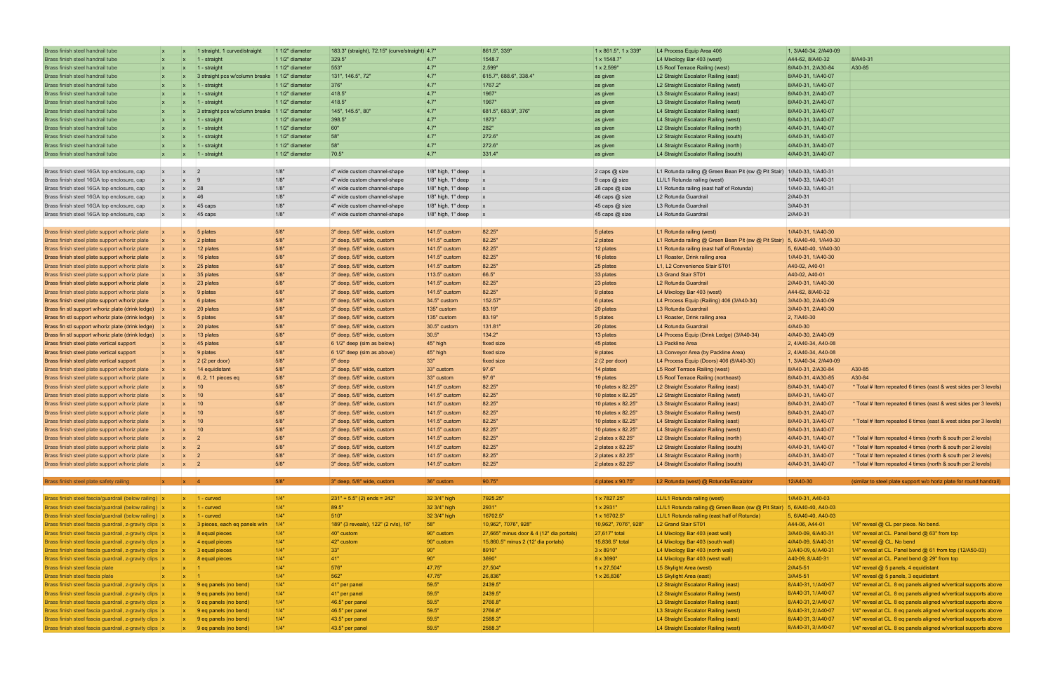| | | | | | | | | | | | |
|---|---|---|---|---|---|---|---|---|---|---|---|
| Brass finish steel handrail tube | x | x | 1 straight, 1 curved/straight | 1 1/2" diameter | 183.3" (straight), 72.15" (curve/straight) | 4.7" | 861.5", 339" | 1 x 861.5", 1 x 339" | L4 Process Equip Area 406 | 1, 3/A40-34, 2/A40-09 | |
| Brass finish steel handrail tube | x | x | 1 - straight | 1 1/2" diameter | 329.5" | 4.7" | 1548.7" | 1 x 1548.7" | L4 Mixology Bar 403 (west) | A44-62, 8/A40-32 | 8/A40-31 |
| Brass finish steel handrail tube | x | x | 1 - straight | 1 1/2" diameter | 553" | 4.7" | 2,599" | 1 x 2,599" | L5 Roof Terrace Railing (west) | 8/A40-31, 2/A30-84 | A30-85 |
| Brass finish steel handrail tube | x | x | 3 straight pcs w/column breaks | 1 1/2" diameter | 131", 146.5", 72" | 4.7" | 615.7", 688.6", 338.4" | as given | L2 Straight Escalator Railing (east) | 8/A40-31, 1/A40-07 | |
| Brass finish steel handrail tube | x | x | 1 - straight | 1 1/2" diameter | 376" | 4.7" | 1767.2" | as given | L2 Straight Escalator Railing (west) | 8/A40-31, 1/A40-07 | |
| Brass finish steel handrail tube | x | x | 1 - straight | 1 1/2" diameter | 418.5" | 4.7" | 1967" | as given | L3 Straight Escalator Railing (east) | 8/A40-31, 2/A40-07 | |
| Brass finish steel handrail tube | x | x | 1 - straight | 1 1/2" diameter | 418.5" | 4.7" | 1967" | as given | L3 Straight Escalator Railing (west) | 8/A40-31, 2/A40-07 | |
| Brass finish steel handrail tube | x | x | 3 straight pcs w/column breaks | 1 1/2" diameter | 145", 145.5", 80" | 4.7" | 681.5", 683.9", 376" | as given | L4 Straight Escalator Railing (east) | 8/A40-31, 3/A40-07 | |
| Brass finish steel handrail tube | x | x | 1 - straight | 1 1/2" diameter | 398.5" | 4.7" | 1873" | as given | L4 Straight Escalator Railing (west) | 8/A40-31, 3/A40-07 | |
| Brass finish steel handrail tube | x | x | 1 - straight | 1 1/2" diameter | 60" | 4.7" | 282" | as given | L2 Straight Escalator Railing (north) | 4/A40-31, 1/A40-07 | |
| Brass finish steel handrail tube | x | x | 1 - straight | 1 1/2" diameter | 58" | 4.7" | 272.6" | as given | L2 Straight Escalator Railing (south) | 4/A40-31, 1/A40-07 | |
| Brass finish steel handrail tube | x | x | 1 - straight | 1 1/2" diameter | 58" | 4.7" | 272.6" | as given | L4 Straight Escalator Railing (north) | 4/A40-31, 3/A40-07 | |
| Brass finish steel handrail tube | x | x | 1 - straight | 1 1/2" diameter | 70.5" | 4.7" | 331.4" | as given | L4 Straight Escalator Railing (south) | 4/A40-31, 3/A40-07 | |
| | | | | | | | | | | | |
| Brass finish steel 16GA top enclosure, cap | x | x | 2 | 1/8" | 4" wide custom channel-shape | 1/8" high, 1" deep | x | 2 caps @ size | L1 Rotunda railing @ Green Bean Pit (sw @ Pit Stair) | 1/A40-33, 1/A40-31 | |
| Brass finish steel 16GA top enclosure, cap | x | x | 9 | 1/8" | 4" wide custom channel-shape | 1/8" high, 1" deep | x | 9 caps @ size | LL/L1 Rotunda railing (west) | 1/A40-33, 1/A40-31 | |
| Brass finish steel 16GA top enclosure, cap | x | x | 28 | 1/8" | 4" wide custom channel-shape | 1/8" high, 1" deep | x | 28 caps @ size | L1 Rotunda railing (east half of Rotunda) | 1/A40-33, 1/A40-31 | |
| Brass finish steel 16GA top enclosure, cap | x | x | 46 | 1/8" | 4" wide custom channel-shape | 1/8" high, 1" deep | x | 46 caps @ size | L2 Rotunda Guardrail | 2/A40-31 | |
| Brass finish steel 16GA top enclosure, cap | x | x | 45 caps | 1/8" | 4" wide custom channel-shape | 1/8" high, 1" deep | x | 45 caps @ size | L3 Rotunda Guardrail | 3/A40-31 | |
| Brass finish steel 16GA top enclosure, cap | x | x | 45 caps | 1/8" | 4" wide custom channel-shape | 1/8" high, 1" deep | x | 45 caps @ size | L4 Rotunda Guardrail | 2/A40-31 | |
| | | | | | | | | | | | |
| Brass finish steel plate support w/horiz plate | x | x | 5 plates | 5/8" | 3" deep, 5/8" wide, custom | 141.5" custom | 82.25" | 5 plates | L1 Rotunda railing (west) | 1/A40-31, 1/A40-30 | |
| Brass finish steel plate support w/horiz plate | x | x | 2 plates | 5/8" | 3" deep, 5/8" wide, custom | 141.5" custom | 82.25" | 2 plates | L1 Rotunda railing @ Green Bean Pit (sw @ Pit Stair) | 5, 6/A40-40, 1/A40-30 | |
| Brass finish steel plate support w/horiz plate | x | x | 12 plates | 5/8" | 3" deep, 5/8" wide, custom | 141.5" custom | 82.25" | 12 plates | L1 Rotunda railing (east half of Rotunda) | 5, 6/A40-40, 1/A40-30 | |
| Brass finish steel plate support w/horiz plate | x | x | 16 plates | 5/8" | 3" deep, 5/8" wide, custom | 141.5" custom | 82.25" | 16 plates | L1 Roaster, Drink railing area | 1/A40-31, 1/A40-30 | |
| Brass finish steel plate support w/horiz plate | x | x | 25 plates | 5/8" | 3" deep, 5/8" wide, custom | 141.5" custom | 82.25" | 25 plates | L1, L2 Convenience Stair ST01 | A40-02, A40-01 | |
| Brass finish steel plate support w/horiz plate | x | x | 35 plates | 5/8" | 3" deep, 5/8" wide, custom | 113.5" custom | 66.5" | 33 plates | L3 Grand Stair ST01 | A40-02, A40-01 | |
| Brass finish steel plate support w/horiz plate | x | x | 23 plates | 5/8" | 3" deep, 5/8" wide, custom | 141.5" custom | 82.25" | 23 plates | L2 Rotunda Guardrail | 2/A40-31, 1/A40-30 | |
| Brass finish steel plate support w/horiz plate | x | x | 9 plates | 5/8" | 3" deep, 5/8" wide, custom | 141.5" custom | 82.25" | 9 plates | L4 Mixology Bar 403 (west) | A44-62, 8/A40-32 | |
| Brass finish steel plate support w/horiz plate | x | x | 6 plates | 5/8" | 5" deep, 5/8" wide, custom | 34.5" custom | 152.57" | 6 plates | L4 Process Equip (Railing) 406 (3/A40-34) | 3/A40-30, 2/A40-09 | |
| Brass fin stl support w/horiz plate (drink ledge) | x | x | 20 plates | 5/8" | 3" deep, 5/8" wide, custom | 135" custom | 83.19" | 20 plates | L3 Rotunda Guardrail | 3/A40-31, 2/A40-30 | |
| Brass fin stl support w/horiz plate (drink ledge) | x | x | 5 plates | 5/8" | 3" deep, 5/8" wide, custom | 135" custom | 83.19" | 5 plates | L1 Roaster, Drink railing area | 2, 7/A40-30 | |
| Brass fin stl support w/horiz plate (drink ledge) | x | x | 20 plates | 5/8" | 5" deep, 5/8" wide, custom | 30.5" custom | 131.81" | 20 plates | L4 Rotunda Guardrail | 4/A40-30 | |
| Brass fin stl support w/horiz plate (drink ledge) | x | x | 13 plates | 5/8" | 5" deep, 5/8" wide, custom | 30.5" | 134.2" | 13 plates | L4 Process Equip (Drink Ledge) (3/A40-34) | 4/A40-30, 2/A40-09 | |
| Brass finish steel plate vertical support | x | x | 45 plates | 5/8" | 6 1/2" deep (sim as below) | 45" high | fixed size | 45 plates | L3 Packline Area | 2, 4/A40-34, A40-08 | |
| Brass finish steel plate vertical support | x | x | 9 plates | 5/8" | 6 1/2" deep (sim as above) | 45" high | fixed size | 9 plates | L3 Conveyor Area (by Packline Area) | 2, 4/A40-34, A40-08 | |
| Brass finish steel plate vertical support | x | x | 2 (2 per door) | 5/8" | 5" deep | 33" | fixed size | 2 (2 per door) | L4 Process Equip (Doors) 406 (8/A40-30) | 1, 3/A40-34, 2/A40-09 | |
| Brass finish steel plate support w/horiz plate | x | x | 14 equidistant | 5/8" | 3" deep, 5/8" wide, custom | 33" custom | 97.6" | 14 plates | L5 Roof Terrace Railing (west) | 8/A40-31, 2/A30-84 | A30-85 |
| Brass finish steel plate support w/horiz plate | x | x | 6, 2, 11 pieces eq | 5/8" | 3" deep, 5/8" wide, custom | 33" custom | 97.6" | 19 plates | L5 Roof Terrace Railing (northeast) | 8/A40-31, 4/A30-85 | A30-84 |
| Brass finish steel plate support w/horiz plate | x | x | 10 | 5/8" | 3" deep, 5/8" wide, custom | 141.5" custom | 82.25" | 10 plates x 82.25" | L2 Straight Escalator Railing (east) | 8/A40-31, 1/A40-07 | * Total # Item repeated 6 times (east & west sides per 3 levels) |
| Brass finish steel plate support w/horiz plate | x | x | 10 | 5/8" | 3" deep, 5/8" wide, custom | 141.5" custom | 82.25" | 10 plates x 82.25" | L2 Straight Escalator Railing (west) | 8/A40-31, 1/A40-07 | |
| Brass finish steel plate support w/horiz plate | x | x | 10 | 5/8" | 3" deep, 5/8" wide, custom | 141.5" custom | 82.25" | 10 plates x 82.25" | L3 Straight Escalator Railing (east) | 8/A40-31, 2/A40-07 | * Total # Item repeated 6 times (east & west sides per 3 levels) |
| Brass finish steel plate support w/horiz plate | x | x | 10 | 5/8" | 3" deep, 5/8" wide, custom | 141.5" custom | 82.25" | 10 plates x 82.25" | L3 Straight Escalator Railing (west) | 8/A40-31, 2/A40-07 | |
| Brass finish steel plate support w/horiz plate | x | x | 10 | 5/8" | 3" deep, 5/8" wide, custom | 141.5" custom | 82.25" | 10 plates x 82.25" | L4 Straight Escalator Railing (east) | 8/A40-31, 3/A40-07 | * Total # Item repeated 6 times (east & west sides per 3 levels) |
| Brass finish steel plate support w/horiz plate | x | x | 10 | 5/8" | 3" deep, 5/8" wide, custom | 141.5" custom | 82.25" | 10 plates x 82.25" | L4 Straight Escalator Railing (west) | 8/A40-31, 3/A40-07 | |
| Brass finish steel plate support w/horiz plate | x | x | 2 | 5/8" | 3" deep, 5/8" wide, custom | 141.5" custom | 82.25" | 2 plates x 82.25" | L2 Straight Escalator Railing (north) | 4/A40-31, 1/A40-07 | * Total # Item repeated 4 times (north & south per 2 levels) |
| Brass finish steel plate support w/horiz plate | x | x | 2 | 5/8" | 3" deep, 5/8" wide, custom | 141.5" custom | 82.25" | 2 plates x 82.25" | L2 Straight Escalator Railing (south) | 4/A40-31, 1/A40-07 | * Total # Item repeated 4 times (north & south per 2 levels) |
| Brass finish steel plate support w/horiz plate | x | x | 2 | 5/8" | 3" deep, 5/8" wide, custom | 141.5" custom | 82.25" | 2 plates x 82.25" | L4 Straight Escalator Railing (north) | 4/A40-31, 3/A40-07 | * Total # Item repeated 4 times (north & south per 2 levels) |
| Brass finish steel plate support w/horiz plate | x | x | 2 | 5/8" | 3" deep, 5/8" wide, custom | 141.5" custom | 82.25" | 2 plates x 82.25" | L4 Straight Escalator Railing (south) | 4/A40-31, 3/A40-07 | * Total # Item repeated 4 times (north & south per 2 levels) |
| | | | | | | | | | | | |
| Brass finish steel plate safety railing | x | x | 4 | 5/8" | 3" deep, 5/8" wide, custom | 36" custom | 90.75" | 4 plates x 90.75" | L2 Rotunda (west) @ Rotunda/Escalator | 12/A40-30 | (similar to steel plate support w/o horiz plate for round handrail) |
| | | | | | | | | | | | |
| Brass finish steel fascia/guardrail (below railing) | x | x | 1 - curved | 1/4" | 231" + 5.5" (2) ends = 242" | 32 3/4" high | 7925.25" | 1 x 7827.25" | LL/L1 Rotunda railing (west) | 1/A40-31, A40-03 | |
| Brass finish steel fascia/guardrail (below railing) | x | x | 1 - curved | 1/4" | 89.5" | 32 3/4" high | 2931" | 1 x 2931" | LL/L1 Rotunda railing @ Green Bean (sw @ Pit Stair) | 5, 6/A40-40, A40-03 | |
| Brass finish steel fascia/guardrail (below railing) | x | x | 1 - curved | 1/4" | 510" | 32 3/4" high | 16702.5" | 1 x 16702.5" | LL/L1 Rotunda railing (east half of Rotunda) | 5, 6/A40-40, A40-03 | |
| Brass finish steel fascia guardrail, z-gravity clips | x | x | 3 pieces, each eq panels w/in | 1/4" | 189" (3 reveals), 122" (2 rvls), 16" | 58" | 10,962", 7076", 928" | 10,962", 7076", 928" | L2 Grand Stair ST01 | A44-06, A44-01 | 1/4" reveal @ CL per piece. No bend. |
| Brass finish steel fascia guardrail, z-gravity clips | x | x | 8 equal pieces | 1/4" | 40" custom | 90" custom | 27,665" minus door & 4 (12" dia portals) | 27,617" total | L4 Mixology Bar 403 (east wall) | 3/A40-09, 6/A40-31 | 1/4" reveal @ CL per piece. No bend |
| Brass finish steel fascia guardrail, z-gravity clips | x | x | 4 equal pieces | 1/4" | 42" custom | 90" custom | 15,860.5" minus 2 (12' dia portals) | 15,836.5" total | L4 Mixology Bar 403 (south wall) | 4/A40-09, 5/A40-31 | 1/4" reveal @ CL. No bend |
| Brass finish steel fascia guardrail, z-gravity clips | x | x | 3 equal pieces | 1/4" | 33" | 90" | 8910" | 3 x 8910" | L4 Mixology Bar 403 (north wall) | 3/A40-09, 6/A40-31 | 1/4" reveal at CL. Panel bend @ 61 from top (12/A50-03) |
| Brass finish steel fascia guardrail, z-gravity clips | x | x | 8 equal pieces | 1/4" | 41" | 90" | 3690" | 8 x 3690" | L4 Mixology Bar 403 (west wall) | A40-09, 8/A40-31 | 1/4" reveal at CL. Panel bend @ 29" from top |
| Brass finish steel fascia plate | x | x | 1 | 1/4" | 576" | 47.75" | 27,504" | 1 x 27,504" | L5 Skylight Area (west) | 2/A45-51 | 1/4" reveal @ 5 panels, 4 equidistant |
| Brass finish steel fascia plate | x | x | 1 | 1/4" | 562" | 47.75" | 26,836" | 1 x 26,836" | L5 Skylight Area (east) | 3/A45-51 | 1/4" reveal @ 5 panels, 3 equidistant |
| Brass finish steel fascia guardrail, z-gravity clips | x | x | 9 eq panels (no bend) | 1/4" | 41" per panel | 59.5" | 2439.5" | | L2 Straight Escalator Railing (east) | 8/A40-31, 1/A40-07 | 1/4" reveal at CL. 8 eq panels aligned w/vertical supports above |
| Brass finish steel fascia guardrail, z-gravity clips | x | x | 9 eq panels (no bend) | 1/4" | 41" per panel | 59.5" | 2439.5" | | L2 Straight Escalator Railing (west) | 8/A40-31, 1/A40-07 | 1/4" reveal at CL. 8 eq panels aligned w/vertical supports above |
| Brass finish steel fascia guardrail, z-gravity clips | x | x | 9 eq panels (no bend) | 1/4" | 46.5" per panel | 59.5" | 2766.8" | | L3 Straight Escalator Railing (east) | 8/A40-31, 2/A40-07 | 1/4" reveal at CL. 8 eq panels aligned w/vertical supports above |
| Brass finish steel fascia guardrail, z-gravity clips | x | x | 9 eq panels (no bend) | 1/4" | 46.5" per panel | 59.5" | 2766.8" | | L3 Straight Escalator Railing (west) | 8/A40-31, 2/A40-07 | 1/4" reveal at CL. 8 eq panels aligned w/vertical supports above |
| Brass finish steel fascia guardrail, z-gravity clips | x | x | 9 eq panels (no bend) | 1/4" | 43.5" per panel | 59.5" | 2588.3" | | L4 Straight Escalator Railing (east) | 8/A40-31, 3/A40-07 | 1/4" reveal at CL. 8 eq panels aligned w/vertical supports above |
| Brass finish steel fascia guardrail, z-gravity clips | x | x | 9 eq panels (no bend) | 1/4" | 43.5" per panel | 59.5" | 2588.3" | | L4 Straight Escalator Railing (west) | 8/A40-31, 3/A40-07 | 1/4" reveal at CL. 8 eq panels aligned w/vertical supports above |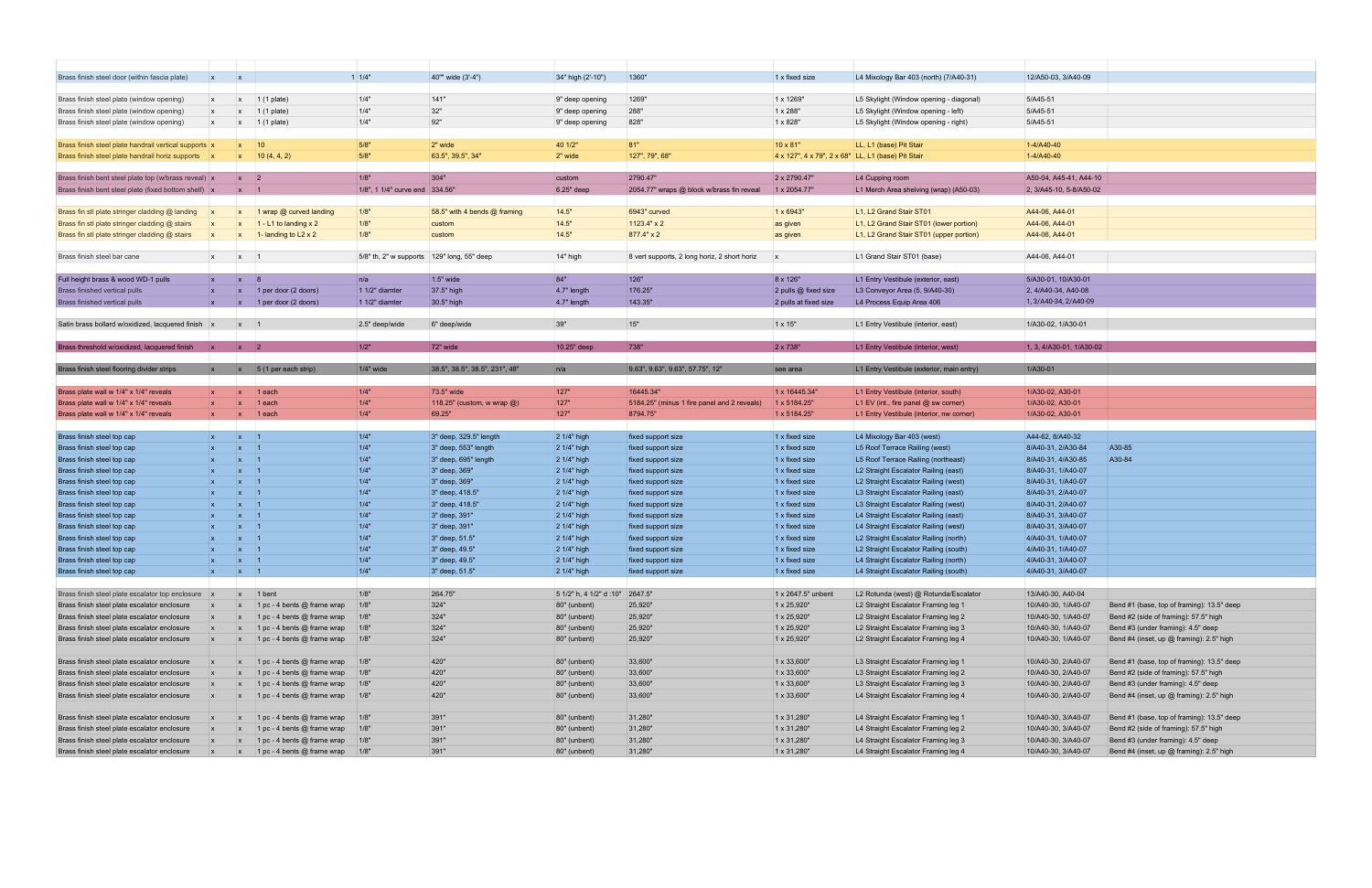| | | | | | | | | | | | |
|---|---|---|---|---|---|---|---|---|---|---|---|
| Brass finish steel door (within fascia plate) | x | x | 1 | 1/4" | 40"" wide (3'-4") | 34" high (2'-10") | 1360" | 1 x fixed size | L4 Mixology Bar 403 (north) (7/A40-31) | 12/A50-03, 3/A40-09 | |
| | | | | | | | | | | | |
| Brass finish steel plate (window opening) | x | x | 1 (1 plate) | 1/4" | 141" | 9" deep opening | 1269" | 1 x 1269" | L5 Skylight (Window opening - diagonal) | 5/A45-51 | |
| Brass finish steel plate (window opening) | x | x | 1 (1 plate) | 1/4" | 32" | 9" deep opening | 288" | 1 x 288" | L5 Skylight (Window opening - left) | 5/A45-51 | |
| Brass finish steel plate (window opening) | x | x | 1 (1 plate) | 1/4" | 92" | 9" deep opening | 828" | 1 x 828" | L5 Skylight (Window opening - right) | 5/A45-51 | |
| | | | | | | | | | | | |
| Brass finish steel plate handrail vertical supports | x | x | 10 | 5/8" | 2" wide | 40 1/2" | 81" | 10 x 81" | LL, L1 (base) Pit Stair | 1-4/A40-40 | |
| Brass finish steel plate handrail horiz supports | x | x | 10 (4, 4, 2) | 5/8" | 63.5", 39.5", 34" | 2" wide | 127", 79", 68" | 4 x 127", 4 x 79", 2 x 68" | LL, L1 (base) Pit Stair | 1-4/A40-40 | |
| | | | | | | | | | | | |
| Brass finish bent steel plate top (w/brass reveal) | x | x | 2 | 1/8" | 304" | custom | 2790.47" | 2 x 2790.47" | L4 Cupping room | A50-04, A45-41, A44-10 | |
| Brass finish bent steel plate (fixed bottom shelf) | x | x | 1 | 1/8", 1 1/4" curve end | 334.56" | 6.25" deep | 2054.77" wraps @ block w/brass fin reveal | 1 x 2054.77" | L1 Merch Area shelving (wrap) (A50-03) | 2, 3/A45-10, 5-8/A50-02 | |
| | | | | | | | | | | | |
| Brass fin stl plate stringer cladding @ landing | x | x | 1 wrap @ curved landing | 1/8" | 58.5" with 4 bends @ framing | 14.5" | 6943" curved | 1 x 6943" | L1, L2 Grand Stair ST01 | A44-06, A44-01 | |
| Brass fin stl plate stringer cladding @ stairs | x | x | 1 - L1 to landing x 2 | 1/8" | custom | 14.5" | 1123.4" x 2 | as given | L1, L2 Grand Stair ST01 (lower portion) | A44-06, A44-01 | |
| Brass fin stl plate stringer cladding @ stairs | x | x | 1- landing to L2 x 2 | 1/8" | custom | 14.5" | 877.4" x 2 | as given | L1, L2 Grand Stair ST01 (upper portion) | A44-06, A44-01 | |
| | | | | | | | | | | | |
| Brass finish steel bar cane | x | x | 1 | 5/8" th, 2" w supports | 129" long, 55" deep | 14" high | 8 vert supports, 2 long horiz, 2 short horiz | x | L1 Grand Stair ST01 (base) | A44-06, A44-01 | |
| | | | | | | | | | | | |
| Full height brass & wood WD-1 pulls | x | x | 8 | n/a | 1.5" wide | 84" | 126" | 8 x 126" | L1 Entry Vestibule (exterior, east) | 5/A30-01, 10/A30-01 | |
| Brass finished vertical pulls | x | x | 1 per door (2 doors) | 1 1/2" diamter | 37.5" high | 4.7" length | 176.25" | 2 pulls @ fixed size | L3 Conveyor Area (5, 9/A40-30) | 2, 4/A40-34, A40-08 | |
| Brass finished vertical pulls | x | x | 1 per door (2 doors) | 1 1/2" diamter | 30.5" high | 4.7" length | 143.35" | 2 pulls at fixed size | L4 Process Equip Area 406 | 1, 3/A40-34, 2/A40-09 | |
| | | | | | | | | | | | |
| Satin brass bollard w/oxidized, lacquered finish | x | x | 1 | 2.5" deep/wide | 6" deep/wide | 39" | 15" | 1 x 15" | L1 Entry Vestibule (interior, east) | 1/A30-02, 1/A30-01 | |
| | | | | | | | | | | | |
| Brass threshold w/oxidized, lacquered finish | x | x | 2 | 1/2" | 72" wide | 10.25" deep | 738" | 2 x 738" | L1 Entry Vestibule (interior, west) | 1, 3, 4/A30-01, 1/A30-02 | |
| | | | | | | | | | | | |
| Brass finish steel flooring divider strips | x | x | 5 (1 per each strip) | 1/4" wide | 38.5", 38.5", 38.5", 231", 48" | n/a | 9.63", 9.63", 9.63", 57.75", 12" | see area | L1 Entry Vestibule (exterior, main entry) | 1/A30-01 | |
| | | | | | | | | | | | |
| Brass plate wall w 1/4" x 1/4" reveals | x | x | 1 each | 1/4" | 73.5" wide | 127" | 16445.34" | 1 x 16445.34" | L1 Entry Vestibule (interior, south) | 1/A30-02, A30-01 | |
| Brass plate wall w 1/4" x 1/4" reveals | x | x | 1 each | 1/4" | 118.25" (custom, w wrap @) | 127" | 5184.25" (minus 1 fire panel and 2 reveals) | 1 x 5184.25" | L1 EV (int., fire panel @ sw corner) | 1/A30-02, A30-01 | |
| Brass plate wall w 1/4" x 1/4" reveals | x | x | 1 each | 1/4" | 69.25" | 127" | 8794.75" | 1 x 5184.25" | L1 Entry Vestibule (interior, nw corner) | 1/A30-02, A30-01 | |
| | | | | | | | | | | | |
| Brass finish steel top cap | x | x | 1 | 1/4" | 3" deep, 329.5" length | 2 1/4" high | fixed support size | 1 x fixed size | L4 Mixology Bar 403 (west) | A44-62, 8/A40-32 | |
| Brass finish steel top cap | x | x | 1 | 1/4" | 3" deep, 553" length | 2 1/4" high | fixed support size | 1 x fixed size | L5 Roof Terrace Railing (west) | 8/A40-31, 2/A30-84 | A30-85 |
| Brass finish steel top cap | x | x | 1 | 1/4" | 3" deep, 695" length | 2 1/4" high | fixed support size | 1 x fixed size | L5 Roof Terrace Railing (northeast) | 8/A40-31, 4/A30-85 | A30-84 |
| Brass finish steel top cap | x | x | 1 | 1/4" | 3" deep, 369" | 2 1/4" high | fixed support size | 1 x fixed size | L2 Straight Escalator Railing (east) | 8/A40-31, 1/A40-07 | |
| Brass finish steel top cap | x | x | 1 | 1/4" | 3" deep, 369" | 2 1/4" high | fixed support size | 1 x fixed size | L2 Straight Escalator Railing (west) | 8/A40-31, 1/A40-07 | |
| Brass finish steel top cap | x | x | 1 | 1/4" | 3" deep, 418.5" | 2 1/4" high | fixed support size | 1 x fixed size | L3 Straight Escalator Railing (east) | 8/A40-31, 2/A40-07 | |
| Brass finish steel top cap | x | x | 1 | 1/4" | 3" deep, 418.5" | 2 1/4" high | fixed support size | 1 x fixed size | L3 Straight Escalator Railing (west) | 8/A40-31, 2/A40-07 | |
| Brass finish steel top cap | x | x | 1 | 1/4" | 3" deep, 391" | 2 1/4" high | fixed support size | 1 x fixed size | L4 Straight Escalator Railing (east) | 8/A40-31, 3/A40-07 | |
| Brass finish steel top cap | x | x | 1 | 1/4" | 3" deep, 391" | 2 1/4" high | fixed support size | 1 x fixed size | L4 Straight Escalator Railing (west) | 8/A40-31, 3/A40-07 | |
| Brass finish steel top cap | x | x | 1 | 1/4" | 3" deep, 51.5" | 2 1/4" high | fixed support size | 1 x fixed size | L2 Straight Escalator Railing (north) | 4/A40-31, 1/A40-07 | |
| Brass finish steel top cap | x | x | 1 | 1/4" | 3" deep, 49.5" | 2 1/4" high | fixed support size | 1 x fixed size | L2 Straight Escalator Railing (south) | 4/A40-31, 1/A40-07 | |
| Brass finish steel top cap | x | x | 1 | 1/4" | 3" deep, 49.5" | 2 1/4" high | fixed support size | 1 x fixed size | L4 Straight Escalator Railing (north) | 4/A40-31, 3/A40-07 | |
| Brass finish steel top cap | x | x | 1 | 1/4" | 3" deep, 51.5" | 2 1/4" high | fixed support size | 1 x fixed size | L4 Straight Escalator Railing (south) | 4/A40-31, 3/A40-07 | |
| | | | | | | | | | | | |
| Brass finish steel plate escalator top enclosure | x | x | 1 bent | 1/8" | 264.75" | 5 1/2" h, 4 1/2" d :10" | 2647.5" | 1 x 2647.5" unbent | L2 Rotunda (west) @ Rotunda/Escalator | 13/A40-30, A40-04 | |
| Brass finish steel plate escalator enclosure | x | x | 1 pc - 4 bents @ frame wrap | 1/8" | 324" | 80" (unbent) | 25,920" | 1 x 25,920" | L2 Straight Escalator Framing leg 1 | 10/A40-30, 1/A40-07 | Bend #1 (base, top of framing): 13.5" deep |
| Brass finish steel plate escalator enclosure | x | x | 1 pc - 4 bents @ frame wrap | 1/8" | 324" | 80" (unbent) | 25,920" | 1 x 25,920" | L2 Straight Escalator Framing leg 2 | 10/A40-30, 1/A40-07 | Bend #2 (side of framing): 57.5" high |
| Brass finish steel plate escalator enclosure | x | x | 1 pc - 4 bents @ frame wrap | 1/8" | 324" | 80" (unbent) | 25,920" | 1 x 25,920" | L2 Straight Escalator Framing leg 3 | 10/A40-30, 1/A40-07 | Bend #3 (under framing): 4.5" deep |
| Brass finish steel plate escalator enclosure | x | x | 1 pc - 4 bents @ frame wrap | 1/8" | 324" | 80" (unbent) | 25,920" | 1 x 25,920" | L2 Straight Escalator Framing leg 4 | 10/A40-30, 1/A40-07 | Bend #4 (inset, up @ framing): 2.5" high |
| | | | | | | | | | | | |
| Brass finish steel plate escalator enclosure | x | x | 1 pc - 4 bents @ frame wrap | 1/8" | 420" | 80" (unbent) | 33,600" | 1 x 33,600" | L3 Straight Escalator Framing leg 1 | 10/A40-30, 2/A40-07 | Bend #1 (base, top of framing): 13.5" deep |
| Brass finish steel plate escalator enclosure | x | x | 1 pc - 4 bents @ frame wrap | 1/8" | 420" | 80" (unbent) | 33,600" | 1 x 33,600" | L3 Straight Escalator Framing leg 2 | 10/A40-30, 2/A40-07 | Bend #2 (side of framing): 57.5" high |
| Brass finish steel plate escalator enclosure | x | x | 1 pc - 4 bents @ frame wrap | 1/8" | 420" | 80" (unbent) | 33,600" | 1 x 33,600" | L3 Straight Escalator Framing leg 3 | 10/A40-30, 2/A40-07 | Bend #3 (under framing): 4.5" deep |
| Brass finish steel plate escalator enclosure | x | x | 1 pc - 4 bents @ frame wrap | 1/8" | 420" | 80" (unbent) | 33,600" | 1 x 33,600" | L4 Straight Escalator Framing leg 4 | 10/A40-30, 2/A40-07 | Bend #4 (inset, up @ framing): 2.5" high |
| | | | | | | | | | | | |
| Brass finish steel plate escalator enclosure | x | x | 1 pc - 4 bents @ frame wrap | 1/8" | 391" | 80" (unbent) | 31,280" | 1 x 31,280" | L4 Straight Escalator Framing leg 1 | 10/A40-30, 3/A40-07 | Bend #1 (base, top of framing): 13.5" deep |
| Brass finish steel plate escalator enclosure | x | x | 1 pc - 4 bents @ frame wrap | 1/8" | 391" | 80" (unbent) | 31,280" | 1 x 31,280" | L4 Straight Escalator Framing leg 2 | 10/A40-30, 3/A40-07 | Bend #2 (side of framing): 57.5" high |
| Brass finish steel plate escalator enclosure | x | x | 1 pc - 4 bents @ frame wrap | 1/8" | 391" | 80" (unbent) | 31,280" | 1 x 31,280" | L4 Straight Escalator Framing leg 3 | 10/A40-30, 3/A40-07 | Bend #3 (under framing): 4.5" deep |
| Brass finish steel plate escalator enclosure | x | x | 1 pc - 4 bents @ frame wrap | 1/8" | 391" | 80" (unbent) | 31,280" | 1 x 31,280" | L4 Straight Escalator Framing leg 4 | 10/A40-30, 3/A40-07 | Bend #4 (inset, up @ framing): 2.5" high |